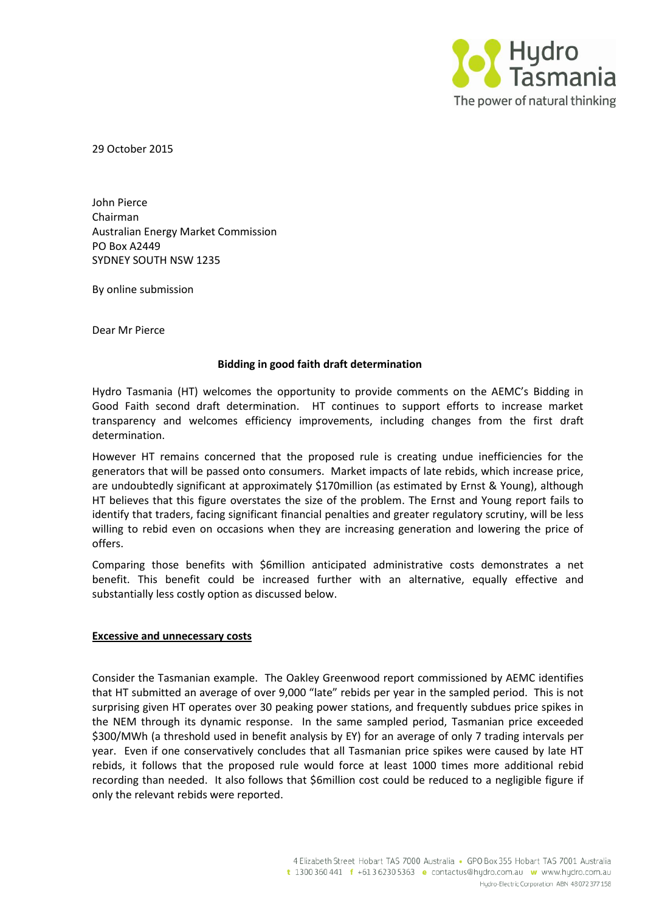29 October 2015

John Pierce
Chairman
Australian Energy Market Commission
PO Box A2449
SYDNEY SOUTH NSW 1235

By online submission

Dear Mr Pierce

**Bidding in good faith draft determination**

Hydro Tasmania (HT) welcomes the opportunity to provide comments on the AEMC's Bidding in Good Faith second draft determination. HT continues to support efforts to increase market transparency and welcomes efficiency improvements, including changes from the first draft determination.

However HT remains concerned that the proposed rule is creating undue inefficiencies for the generators that will be passed onto consumers. Market impacts of late rebids, which increase price, are undoubtedly significant at approximately $170million (as estimated by Ernst & Young), although HT believes that this figure overstates the size of the problem. The Ernst and Young report fails to identify that traders, facing significant financial penalties and greater regulatory scrutiny, will be less willing to rebid even on occasions when they are increasing generation and lowering the price of offers.

Comparing those benefits with $6million anticipated administrative costs demonstrates a net benefit. This benefit could be increased further with an alternative, equally effective and substantially less costly option as discussed below.

**<u>Excessive and unnecessary costs</u>**

Consider the Tasmanian example. The Oakley Greenwood report commissioned by AEMC identifies that HT submitted an average of over 9,000 "late" rebids per year in the sampled period. This is not surprising given HT operates over 30 peaking power stations, and frequently subdues price spikes in the NEM through its dynamic response. In the same sampled period, Tasmanian price exceeded $300/MWh (a threshold used in benefit analysis by EY) for an average of only 7 trading intervals per year. Even if one conservatively concludes that all Tasmanian price spikes were caused by late HT rebids, it follows that the proposed rule would force at least 1000 times more additional rebid recording than needed. It also follows that $6million cost could be reduced to a negligible figure if only the relevant rebids were reported.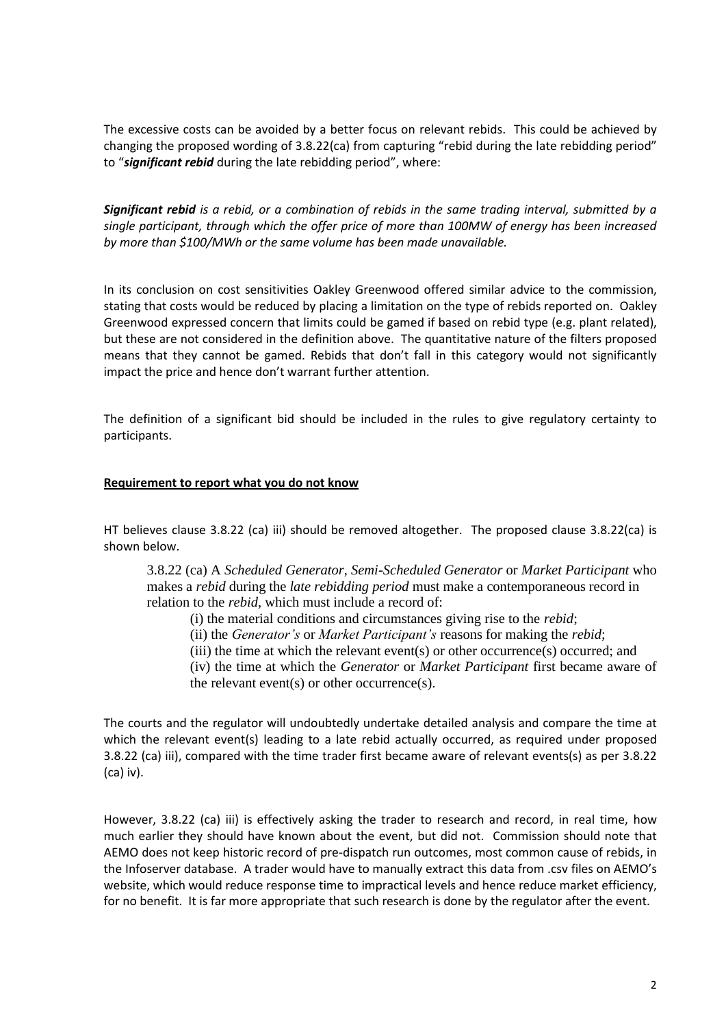The excessive costs can be avoided by a better focus on relevant rebids. This could be achieved by changing the proposed wording of 3.8.22(ca) from capturing "rebid during the late rebidding period" to "***significant rebid*** during the late rebidding period", where:

***Significant rebid*** *is a rebid, or a combination of rebids in the same trading interval, submitted by a single participant, through which the offer price of more than 100MW of energy has been increased by more than $100/MWh or the same volume has been made unavailable.*

In its conclusion on cost sensitivities Oakley Greenwood offered similar advice to the commission, stating that costs would be reduced by placing a limitation on the type of rebids reported on. Oakley Greenwood expressed concern that limits could be gamed if based on rebid type (e.g. plant related), but these are not considered in the definition above. The quantitative nature of the filters proposed means that they cannot be gamed. Rebids that don't fall in this category would not significantly impact the price and hence don't warrant further attention.

The definition of a significant bid should be included in the rules to give regulatory certainty to participants.

**Requirement to report what you do not know**

HT believes clause 3.8.22 (ca) iii) should be removed altogether. The proposed clause 3.8.22(ca) is shown below.

> 3.8.22 (ca) A *Scheduled Generator*, *Semi-Scheduled Generator* or *Market Participant* who makes a *rebid* during the *late rebidding period* must make a contemporaneous record in relation to the *rebid*, which must include a record of:
>
> (i) the material conditions and circumstances giving rise to the *rebid*;
>
> (ii) the *Generator's* or *Market Participant's* reasons for making the *rebid*;
>
> (iii) the time at which the relevant event(s) or other occurrence(s) occurred; and
>
> (iv) the time at which the *Generator* or *Market Participant* first became aware of the relevant event(s) or other occurrence(s).

The courts and the regulator will undoubtedly undertake detailed analysis and compare the time at which the relevant event(s) leading to a late rebid actually occurred, as required under proposed 3.8.22 (ca) iii), compared with the time trader first became aware of relevant events(s) as per 3.8.22 (ca) iv).

However, 3.8.22 (ca) iii) is effectively asking the trader to research and record, in real time, how much earlier they should have known about the event, but did not. Commission should note that AEMO does not keep historic record of pre-dispatch run outcomes, most common cause of rebids, in the Infoserver database. A trader would have to manually extract this data from .csv files on AEMO's website, which would reduce response time to impractical levels and hence reduce market efficiency, for no benefit. It is far more appropriate that such research is done by the regulator after the event.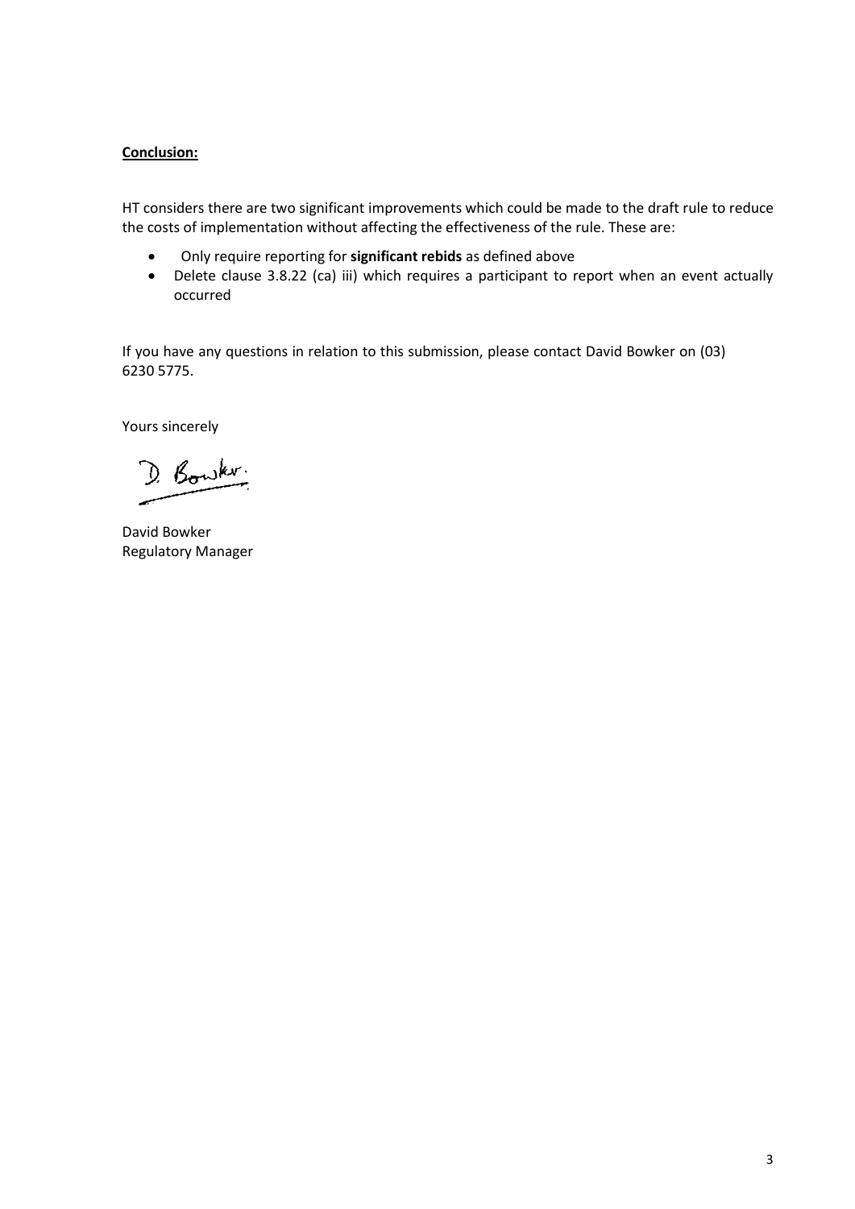**Conclusion:**

HT considers there are two significant improvements which could be made to the draft rule to reduce the costs of implementation without affecting the effectiveness of the rule. These are:

- Only require reporting for **significant rebids** as defined above
- Delete clause 3.8.22 (ca) iii) which requires a participant to report when an event actually occurred

If you have any questions in relation to this submission, please contact David Bowker on (03) 6230 5775.

Yours sincerely

D. Bowker.

David Bowker
Regulatory Manager